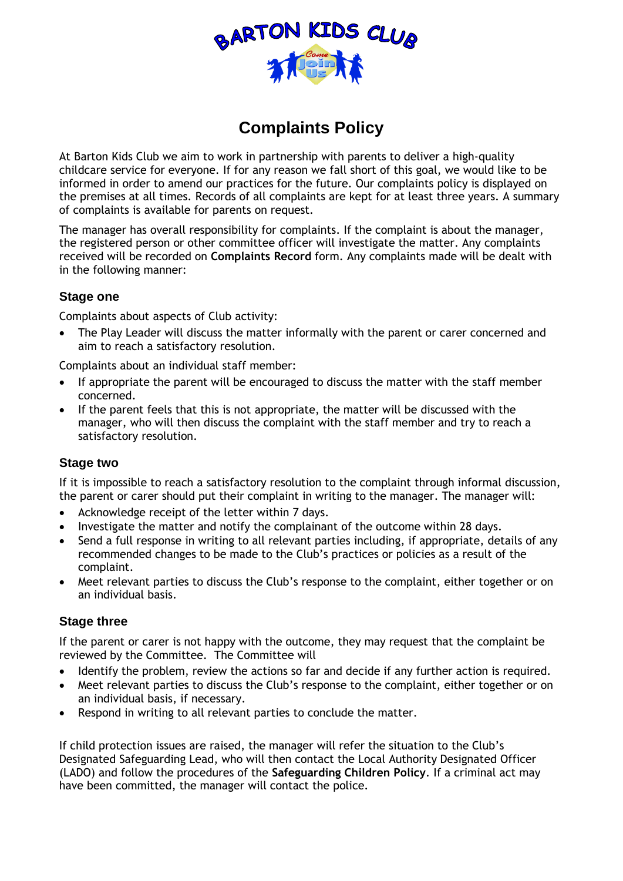BARTON KIDS CLUB

# Complaints Policy

At Barton Kids Club we aim to work in partnership with parents to deliver a high-quality childcare service for everyone. If for any reason we fall short of this goal, we would like to be informed in order to amend our practices for the future. Our complaints policy is displayed on the premises at all times. Records of all complaints are kept for at least three years. A summary of complaints is available for parents on request.

The manager has overall responsibility for complaints. If the complaint is about the manager, the registered person or other committee officer will investigate the matter. Any complaints received will be recorded on **Complaints Record** form. Any complaints made will be dealt with in the following manner:

### Stage one

Complaints about aspects of Club activity:

- The Play Leader will discuss the matter informally with the parent or carer concerned and aim to reach a satisfactory resolution.

Complaints about an individual staff member:

- If appropriate the parent will be encouraged to discuss the matter with the staff member concerned.
- If the parent feels that this is not appropriate, the matter will be discussed with the manager, who will then discuss the complaint with the staff member and try to reach a satisfactory resolution.

### Stage two

If it is impossible to reach a satisfactory resolution to the complaint through informal discussion, the parent or carer should put their complaint in writing to the manager. The manager will:

- Acknowledge receipt of the letter within 7 days.
- Investigate the matter and notify the complainant of the outcome within 28 days.
- Send a full response in writing to all relevant parties including, if appropriate, details of any recommended changes to be made to the Club's practices or policies as a result of the complaint.
- Meet relevant parties to discuss the Club's response to the complaint, either together or on an individual basis.

### Stage three

If the parent or carer is not happy with the outcome, they may request that the complaint be reviewed by the Committee. The Committee will

- Identify the problem, review the actions so far and decide if any further action is required.
- Meet relevant parties to discuss the Club's response to the complaint, either together or on an individual basis, if necessary.
- Respond in writing to all relevant parties to conclude the matter.

If child protection issues are raised, the manager will refer the situation to the Club's Designated Safeguarding Lead, who will then contact the Local Authority Designated Officer (LADO) and follow the procedures of the **Safeguarding Children Policy**. If a criminal act may have been committed, the manager will contact the police.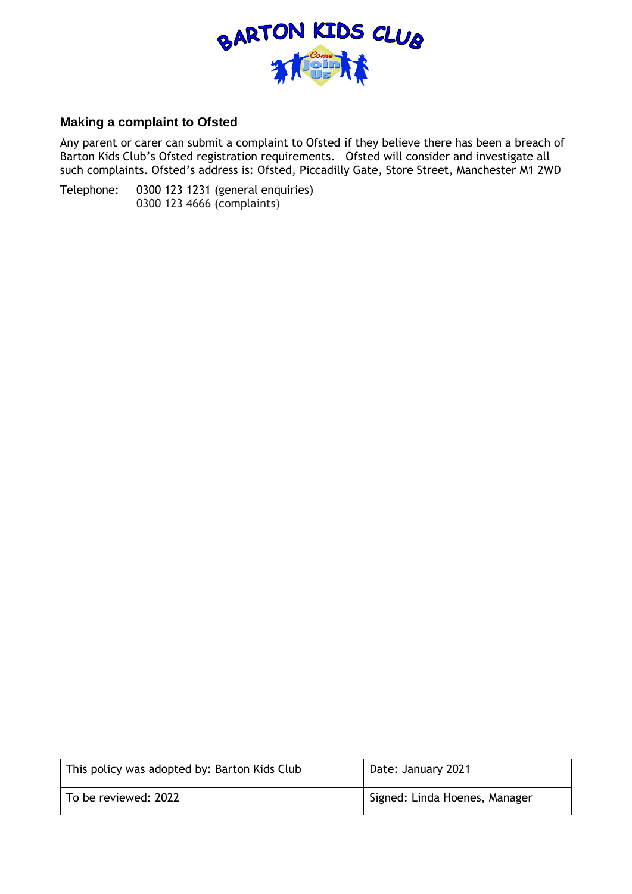### Making a complaint to Ofsted

Any parent or carer can submit a complaint to Ofsted if they believe there has been a breach of Barton Kids Club's Ofsted registration requirements. Ofsted will consider and investigate all such complaints. Ofsted's address is: Ofsted, Piccadilly Gate, Store Street, Manchester M1 2WD

Telephone: 0300 123 1231 (general enquiries)
0300 123 4666 (complaints)

| | |
|---|---|
| This policy was adopted by: Barton Kids Club | Date: January 2021 |
| To be reviewed: 2022 | Signed: Linda Hoenes, Manager |